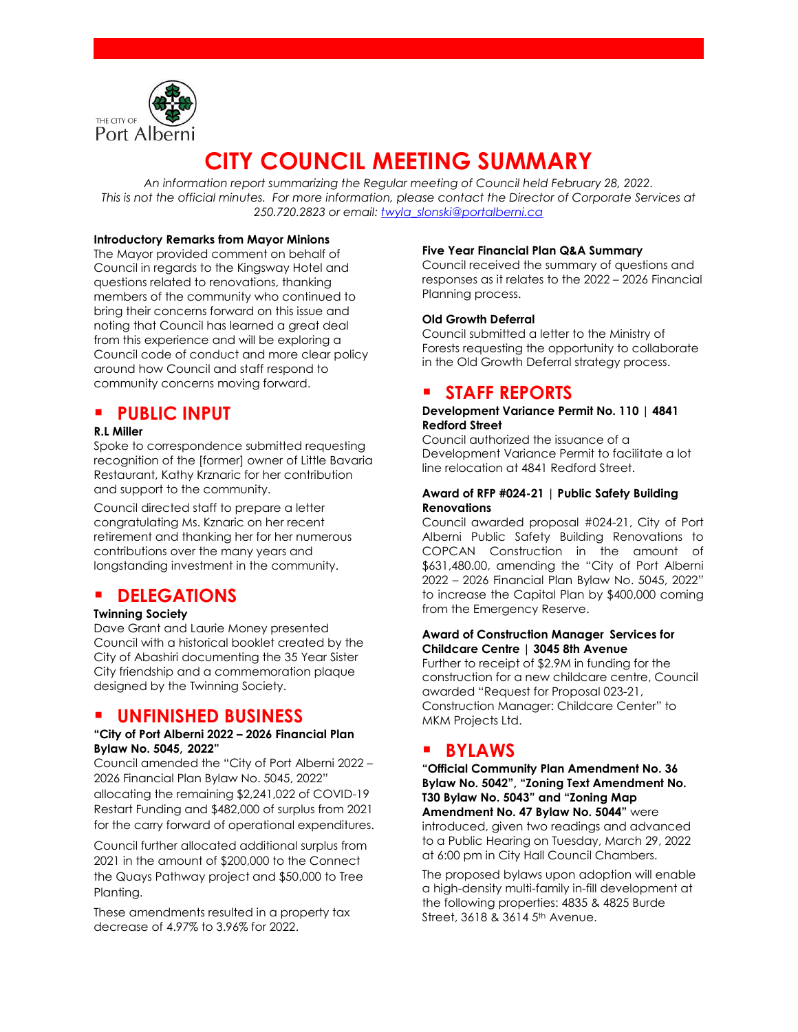THE CITY OF Port Alberni

# CITY COUNCIL MEETING SUMMARY

*An information report summarizing the Regular meeting of Council held February 28, 2022. This is not the official minutes. For more information, please contact the Director of Corporate Services at 250.720.2823 or email: twyla_slonski@portalberni.ca*

**Introductory Remarks from Mayor Minions**

The Mayor provided comment on behalf of Council in regards to the Kingsway Hotel and questions related to renovations, thanking members of the community who continued to bring their concerns forward on this issue and noting that Council has learned a great deal from this experience and will be exploring a Council code of conduct and more clear policy around how Council and staff respond to community concerns moving forward.

## PUBLIC INPUT

**R.L Miller**

Spoke to correspondence submitted requesting recognition of the [former] owner of Little Bavaria Restaurant, Kathy Krznaric for her contribution and support to the community.

Council directed staff to prepare a letter congratulating Ms. Kznaric on her recent retirement and thanking her for her numerous contributions over the many years and longstanding investment in the community.

## DELEGATIONS

**Twinning Society**

Dave Grant and Laurie Money presented Council with a historical booklet created by the City of Abashiri documenting the 35 Year Sister City friendship and a commemoration plaque designed by the Twinning Society.

## UNFINISHED BUSINESS

**"City of Port Alberni 2022 – 2026 Financial Plan Bylaw No. 5045, 2022"**

Council amended the "City of Port Alberni 2022 – 2026 Financial Plan Bylaw No. 5045, 2022" allocating the remaining $2,241,022 of COVID-19 Restart Funding and $482,000 of surplus from 2021 for the carry forward of operational expenditures.

Council further allocated additional surplus from 2021 in the amount of $200,000 to the Connect the Quays Pathway project and $50,000 to Tree Planting.

These amendments resulted in a property tax decrease of 4.97% to 3.96% for 2022.

**Five Year Financial Plan Q&A Summary**

Council received the summary of questions and responses as it relates to the 2022 – 2026 Financial Planning process.

**Old Growth Deferral**

Council submitted a letter to the Ministry of Forests requesting the opportunity to collaborate in the Old Growth Deferral strategy process.

## STAFF REPORTS

**Development Variance Permit No. 110 | 4841 Redford Street**

Council authorized the issuance of a Development Variance Permit to facilitate a lot line relocation at 4841 Redford Street.

**Award of RFP #024-21 | Public Safety Building Renovations**

Council awarded proposal #024-21, City of Port Alberni Public Safety Building Renovations to COPCAN Construction in the amount of $631,480.00, amending the "City of Port Alberni 2022 – 2026 Financial Plan Bylaw No. 5045, 2022" to increase the Capital Plan by $400,000 coming from the Emergency Reserve.

**Award of Construction Manager Services for Childcare Centre | 3045 8th Avenue**

Further to receipt of $2.9M in funding for the construction for a new childcare centre, Council awarded "Request for Proposal 023-21, Construction Manager: Childcare Center" to MKM Projects Ltd.

## BYLAWS

**"Official Community Plan Amendment No. 36 Bylaw No. 5042", "Zoning Text Amendment No. T30 Bylaw No. 5043" and "Zoning Map Amendment No. 47 Bylaw No. 5044"** were introduced, given two readings and advanced to a Public Hearing on Tuesday, March 29, 2022 at 6:00 pm in City Hall Council Chambers.

The proposed bylaws upon adoption will enable a high-density multi-family in-fill development at the following properties: 4835 & 4825 Burde Street, 3618 & 3614 5th Avenue.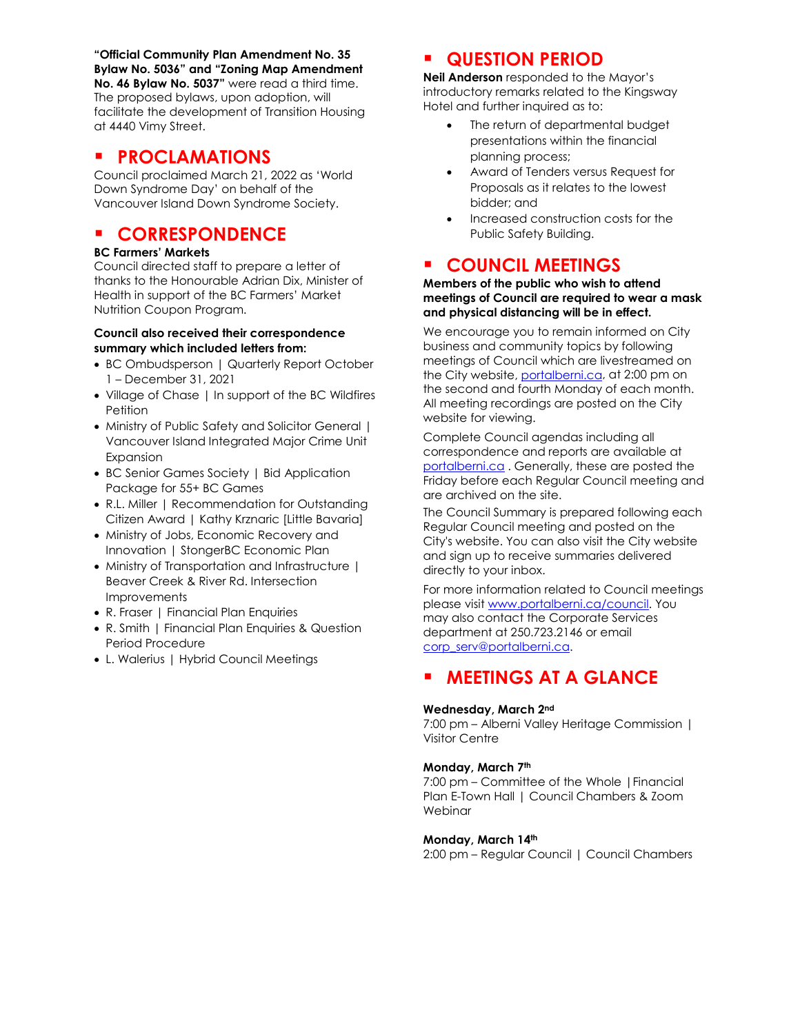**"Official Community Plan Amendment No. 35 Bylaw No. 5036" and "Zoning Map Amendment No. 46 Bylaw No. 5037"** were read a third time. The proposed bylaws, upon adoption, will facilitate the development of Transition Housing at 4440 Vimy Street.

## PROCLAMATIONS

Council proclaimed March 21, 2022 as 'World Down Syndrome Day' on behalf of the Vancouver Island Down Syndrome Society.

## CORRESPONDENCE

**BC Farmers' Markets**
Council directed staff to prepare a letter of thanks to the Honourable Adrian Dix, Minister of Health in support of the BC Farmers' Market Nutrition Coupon Program.

**Council also received their correspondence summary which included letters from:**

- BC Ombudsperson | Quarterly Report October 1 – December 31, 2021
- Village of Chase | In support of the BC Wildfires Petition
- Ministry of Public Safety and Solicitor General | Vancouver Island Integrated Major Crime Unit Expansion
- BC Senior Games Society | Bid Application Package for 55+ BC Games
- R.L. Miller | Recommendation for Outstanding Citizen Award | Kathy Krznaric [Little Bavaria]
- Ministry of Jobs, Economic Recovery and Innovation | StongerBC Economic Plan
- Ministry of Transportation and Infrastructure | Beaver Creek & River Rd. Intersection Improvements
- R. Fraser | Financial Plan Enquiries
- R. Smith | Financial Plan Enquiries & Question Period Procedure
- L. Walerius | Hybrid Council Meetings

## QUESTION PERIOD

**Neil Anderson** responded to the Mayor's introductory remarks related to the Kingsway Hotel and further inquired as to:

- The return of departmental budget presentations within the financial planning process;
- Award of Tenders versus Request for Proposals as it relates to the lowest bidder; and
- Increased construction costs for the Public Safety Building.

## COUNCIL MEETINGS

**Members of the public who wish to attend meetings of Council are required to wear a mask and physical distancing will be in effect.**

We encourage you to remain informed on City business and community topics by following meetings of Council which are livestreamed on the City website, portalberni.ca, at 2:00 pm on the second and fourth Monday of each month. All meeting recordings are posted on the City website for viewing.

Complete Council agendas including all correspondence and reports are available at portalberni.ca . Generally, these are posted the Friday before each Regular Council meeting and are archived on the site.

The Council Summary is prepared following each Regular Council meeting and posted on the City's website. You can also visit the City website and sign up to receive summaries delivered directly to your inbox.

For more information related to Council meetings please visit www.portalberni.ca/council. You may also contact the Corporate Services department at 250.723.2146 or email corp_serv@portalberni.ca.

## MEETINGS AT A GLANCE

**Wednesday, March 2nd**
7:00 pm – Alberni Valley Heritage Commission | Visitor Centre

**Monday, March 7th**
7:00 pm – Committee of the Whole | Financial Plan E-Town Hall | Council Chambers & Zoom Webinar

**Monday, March 14th**
2:00 pm – Regular Council | Council Chambers